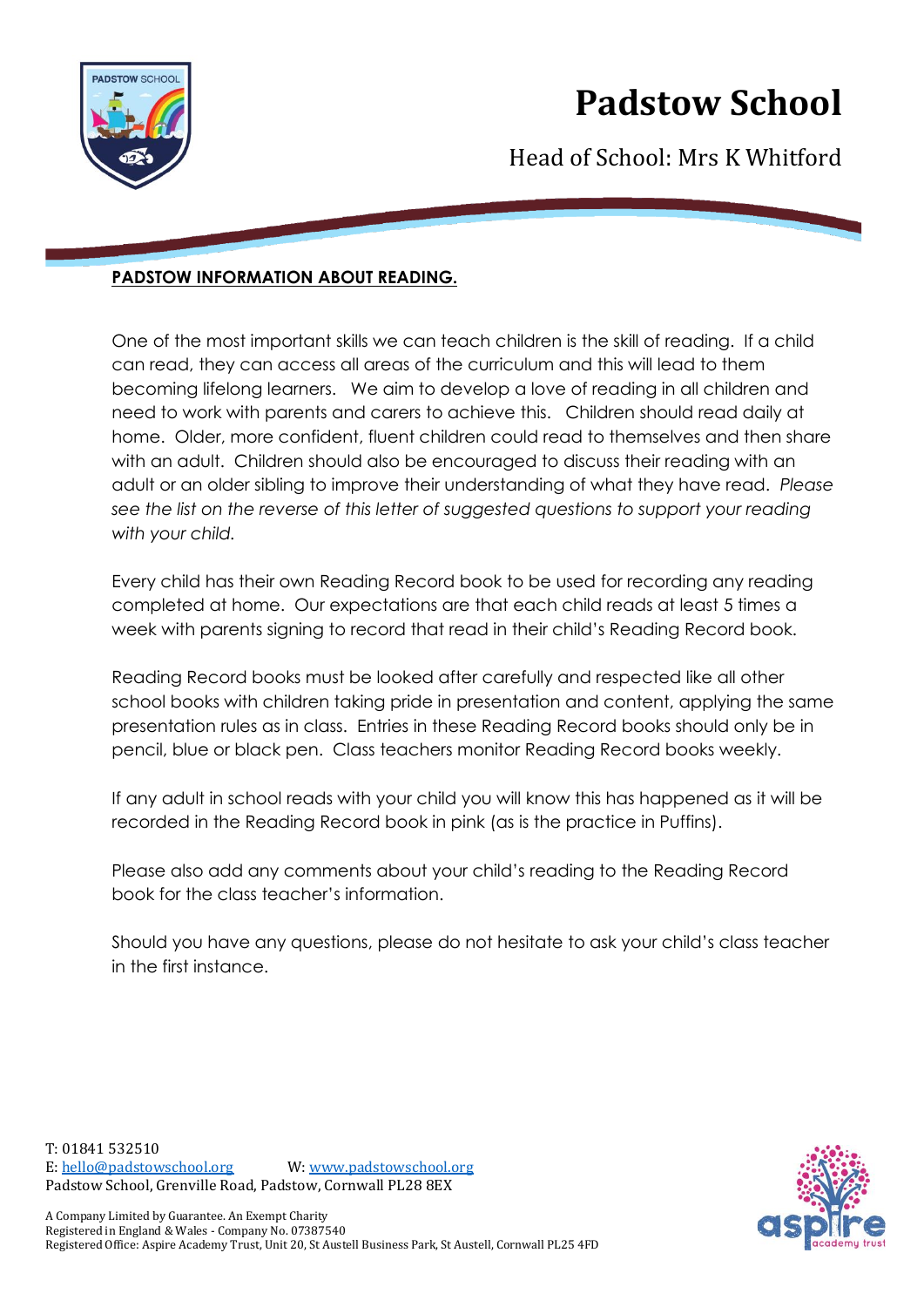# Padstow School

Head of School: Mrs K Whitford

**PADSTOW INFORMATION ABOUT READING.**

One of the most important skills we can teach children is the skill of reading. If a child can read, they can access all areas of the curriculum and this will lead to them becoming lifelong learners. We aim to develop a love of reading in all children and need to work with parents and carers to achieve this. Children should read daily at home. Older, more confident, fluent children could read to themselves and then share with an adult. Children should also be encouraged to discuss their reading with an adult or an older sibling to improve their understanding of what they have read. *Please see the list on the reverse of this letter of suggested questions to support your reading with your child.*

Every child has their own Reading Record book to be used for recording any reading completed at home. Our expectations are that each child reads at least 5 times a week with parents signing to record that read in their child's Reading Record book.

Reading Record books must be looked after carefully and respected like all other school books with children taking pride in presentation and content, applying the same presentation rules as in class. Entries in these Reading Record books should only be in pencil, blue or black pen. Class teachers monitor Reading Record books weekly.

If any adult in school reads with your child you will know this has happened as it will be recorded in the Reading Record book in pink (as is the practice in Puffins).

Please also add any comments about your child's reading to the Reading Record book for the class teacher's information.

Should you have any questions, please do not hesitate to ask your child's class teacher in the first instance.

T: 01841 532510
E: hello@padstowschool.org W: www.padstowschool.org
Padstow School, Grenville Road, Padstow, Cornwall PL28 8EX

A Company Limited by Guarantee. An Exempt Charity
Registered in England & Wales - Company No. 07387540
Registered Office: Aspire Academy Trust, Unit 20, St Austell Business Park, St Austell, Cornwall PL25 4FD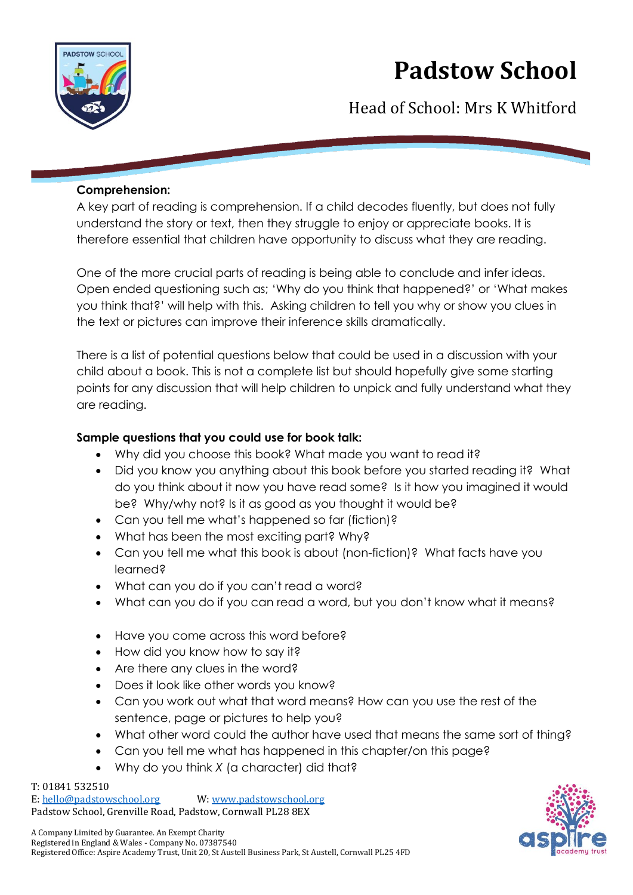**Comprehension:**

A key part of reading is comprehension. If a child decodes fluently, but does not fully understand the story or text, then they struggle to enjoy or appreciate books. It is therefore essential that children have opportunity to discuss what they are reading.

One of the more crucial parts of reading is being able to conclude and infer ideas. Open ended questioning such as; 'Why do you think that happened?' or 'What makes you think that?' will help with this. Asking children to tell you why or show you clues in the text or pictures can improve their inference skills dramatically.

There is a list of potential questions below that could be used in a discussion with your child about a book. This is not a complete list but should hopefully give some starting points for any discussion that will help children to unpick and fully understand what they are reading.

**Sample questions that you could use for book talk:**

- Why did you choose this book? What made you want to read it?
- Did you know you anything about this book before you started reading it? What do you think about it now you have read some? Is it how you imagined it would be? Why/why not? Is it as good as you thought it would be?
- Can you tell me what's happened so far (fiction)?
- What has been the most exciting part? Why?
- Can you tell me what this book is about (non-fiction)? What facts have you learned?
- What can you do if you can't read a word?
- What can you do if you can read a word, but you don't know what it means?

- Have you come across this word before?
- How did you know how to say it?
- Are there any clues in the word?
- Does it look like other words you know?
- Can you work out what that word means? How can you use the rest of the sentence, page or pictures to help you?
- What other word could the author have used that means the same sort of thing?
- Can you tell me what has happened in this chapter/on this page?
- Why do you think *X* (a character) did that?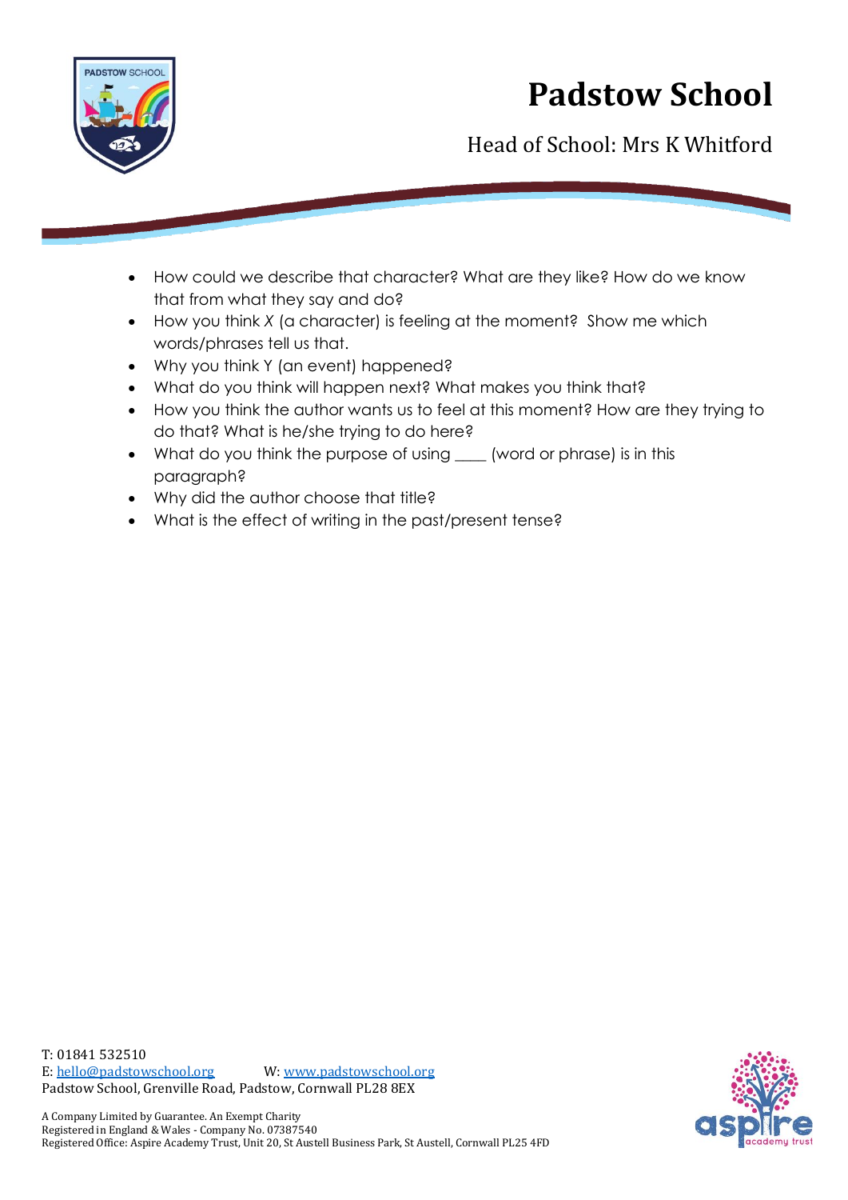- How could we describe that character? What are they like? How do we know that from what they say and do?
- How you think *X* (a character) is feeling at the moment? Show me which words/phrases tell us that.
- Why you think Y (an event) happened?
- What do you think will happen next? What makes you think that?
- How you think the author wants us to feel at this moment? How are they trying to do that? What is he/she trying to do here?
- What do you think the purpose of using ____ (word or phrase) is in this paragraph?
- Why did the author choose that title?
- What is the effect of writing in the past/present tense?